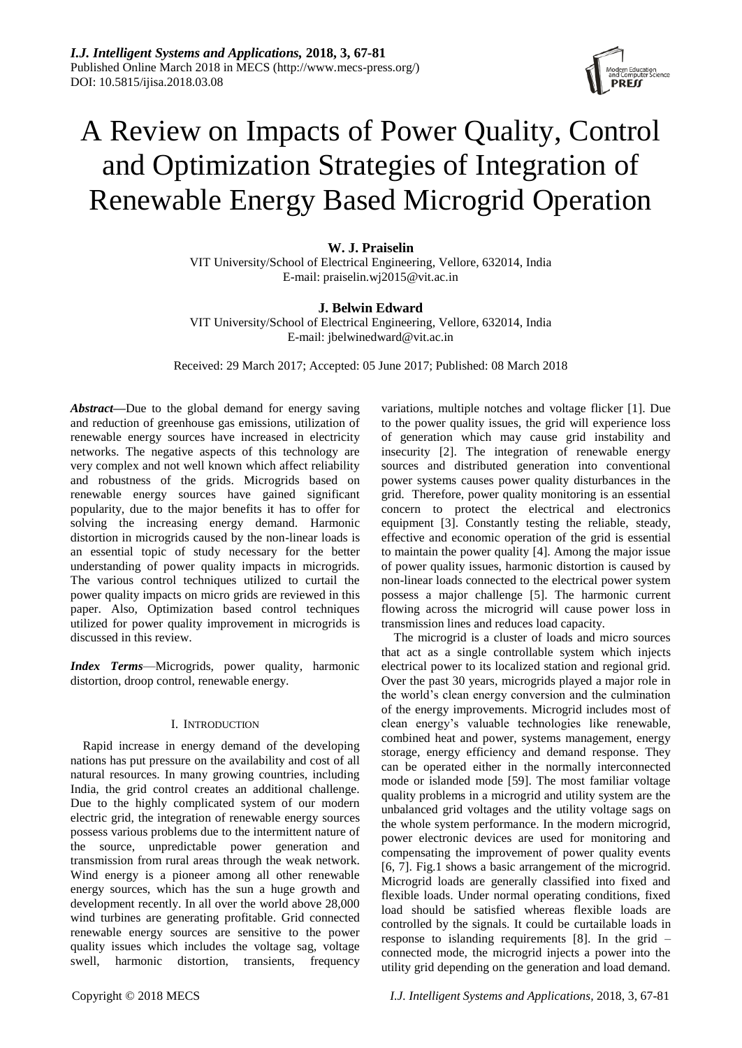# A Review on Impacts of Power Quality, Control and Optimization Strategies of Integration of Renewable Energy Based Microgrid Operation

**W. J. Praiselin**

VIT University/School of Electrical Engineering, Vellore, 632014, India

E-mail: praiselin.wj2015@vit.ac.in

**J. Belwin Edward**

VIT University/School of Electrical Engineering, Vellore, 632014, India

E-mail: jbelwinedward@vit.ac.in

Received: 29 March 2017; Accepted: 05 June 2017; Published: 08 March 2018

***Abstract*—**Due to the global demand for energy saving and reduction of greenhouse gas emissions, utilization of renewable energy sources have increased in electricity networks. The negative aspects of this technology are very complex and not well known which affect reliability and robustness of the grids. Microgrids based on renewable energy sources have gained significant popularity, due to the major benefits it has to offer for solving the increasing energy demand. Harmonic distortion in microgrids caused by the non-linear loads is an essential topic of study necessary for the better understanding of power quality impacts in microgrids. The various control techniques utilized to curtail the power quality impacts on micro grids are reviewed in this paper. Also, Optimization based control techniques utilized for power quality improvement in microgrids is discussed in this review.

***Index Terms*—**Microgrids, power quality, harmonic distortion, droop control, renewable energy.

## I. INTRODUCTION

Rapid increase in energy demand of the developing nations has put pressure on the availability and cost of all natural resources. In many growing countries, including India, the grid control creates an additional challenge. Due to the highly complicated system of our modern electric grid, the integration of renewable energy sources possess various problems due to the intermittent nature of the source, unpredictable power generation and transmission from rural areas through the weak network. Wind energy is a pioneer among all other renewable energy sources, which has the sun a huge growth and development recently. In all over the world above 28,000 wind turbines are generating profitable. Grid connected renewable energy sources are sensitive to the power quality issues which includes the voltage sag, voltage swell, harmonic distortion, transients, frequency variations, multiple notches and voltage flicker [1]. Due to the power quality issues, the grid will experience loss of generation which may cause grid instability and insecurity [2]. The integration of renewable energy sources and distributed generation into conventional power systems causes power quality disturbances in the grid. Therefore, power quality monitoring is an essential concern to protect the electrical and electronics equipment [3]. Constantly testing the reliable, steady, effective and economic operation of the grid is essential to maintain the power quality [4]. Among the major issue of power quality issues, harmonic distortion is caused by non-linear loads connected to the electrical power system possess a major challenge [5]. The harmonic current flowing across the microgrid will cause power loss in transmission lines and reduces load capacity.

The microgrid is a cluster of loads and micro sources that act as a single controllable system which injects electrical power to its localized station and regional grid. Over the past 30 years, microgrids played a major role in the world's clean energy conversion and the culmination of the energy improvements. Microgrid includes most of clean energy's valuable technologies like renewable, combined heat and power, systems management, energy storage, energy efficiency and demand response. They can be operated either in the normally interconnected mode or islanded mode [59]. The most familiar voltage quality problems in a microgrid and utility system are the unbalanced grid voltages and the utility voltage sags on the whole system performance. In the modern microgrid, power electronic devices are used for monitoring and compensating the improvement of power quality events [6, 7]. Fig.1 shows a basic arrangement of the microgrid. Microgrid loads are generally classified into fixed and flexible loads. Under normal operating conditions, fixed load should be satisfied whereas flexible loads are controlled by the signals. It could be curtailable loads in response to islanding requirements [8]. In the grid – connected mode, the microgrid injects a power into the utility grid depending on the generation and load demand.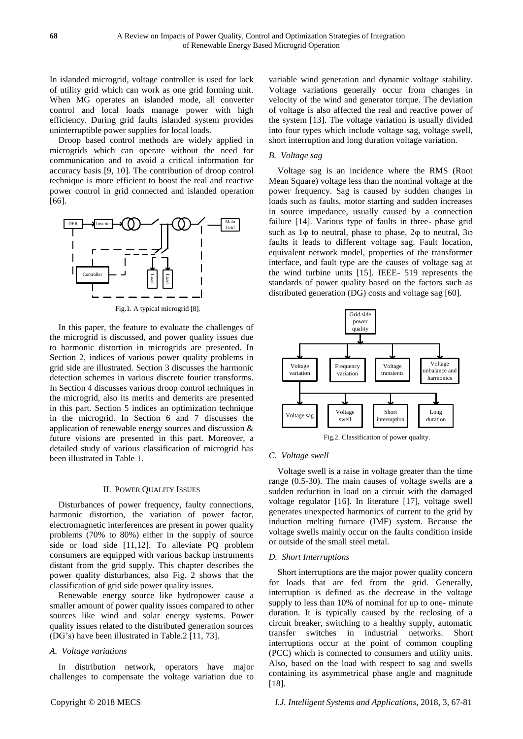In islanded microgrid, voltage controller is used for lack of utility grid which can work as one grid forming unit. When MG operates an islanded mode, all converter control and local loads manage power with high efficiency. During grid faults islanded system provides uninterruptible power supplies for local loads.

Droop based control methods are widely applied in microgrids which can operate without the need for communication and to avoid a critical information for accuracy basis [9, 10]. The contribution of droop control technique is more efficient to boost the real and reactive power control in grid connected and islanded operation [66].

Fig.1. A typical microgrid [8].

In this paper, the feature to evaluate the challenges of the microgrid is discussed, and power quality issues due to harmonic distortion in microgrids are presented. In Section 2, indices of various power quality problems in grid side are illustrated. Section 3 discusses the harmonic detection schemes in various discrete fourier transforms. In Section 4 discusses various droop control techniques in the microgrid, also its merits and demerits are presented in this part. Section 5 indices an optimization technique in the microgrid. In Section 6 and 7 discusses the application of renewable energy sources and discussion & future visions are presented in this part. Moreover, a detailed study of various classification of microgrid has been illustrated in Table 1.

## II. Power Quality Issues

Disturbances of power frequency, faulty connections, harmonic distortion, the variation of power factor, electromagnetic interferences are present in power quality problems (70% to 80%) either in the supply of source side or load side [11,12]. To alleviate PQ problem consumers are equipped with various backup instruments distant from the grid supply. This chapter describes the power quality disturbances, also Fig. 2 shows that the classification of grid side power quality issues.

Renewable energy source like hydropower cause a smaller amount of power quality issues compared to other sources like wind and solar energy systems. Power quality issues related to the distributed generation sources (DG's) have been illustrated in Table.2 [11, 73].

### *A. Voltage variations*

In distribution network, operators have major challenges to compensate the voltage variation due to variable wind generation and dynamic voltage stability. Voltage variations generally occur from changes in velocity of the wind and generator torque. The deviation of voltage is also affected the real and reactive power of the system [13]. The voltage variation is usually divided into four types which include voltage sag, voltage swell, short interruption and long duration voltage variation.

### *B. Voltage sag*

Voltage sag is an incidence where the RMS (Root Mean Square) voltage less than the nominal voltage at the power frequency. Sag is caused by sudden changes in loads such as faults, motor starting and sudden increases in source impedance, usually caused by a connection failure [14]. Various type of faults in three- phase grid such as 1φ to neutral, phase to phase, 2φ to neutral, 3φ faults it leads to different voltage sag. Fault location, equivalent network model, properties of the transformer interface, and fault type are the causes of voltage sag at the wind turbine units [15]. IEEE- 519 represents the standards of power quality based on the factors such as distributed generation (DG) costs and voltage sag [60].

Fig.2. Classification of power quality.

### *C. Voltage swell*

Voltage swell is a raise in voltage greater than the time range (0.5-30). The main causes of voltage swells are a sudden reduction in load on a circuit with the damaged voltage regulator [16]. In literature [17], voltage swell generates unexpected harmonics of current to the grid by induction melting furnace (IMF) system. Because the voltage swells mainly occur on the faults condition inside or outside of the small steel metal.

### *D. Short Interruptions*

Short interruptions are the major power quality concern for loads that are fed from the grid. Generally, interruption is defined as the decrease in the voltage supply to less than 10% of nominal for up to one- minute duration. It is typically caused by the reclosing of a circuit breaker, switching to a healthy supply, automatic transfer switches in industrial networks. Short interruptions occur at the point of common coupling (PCC) which is connected to consumers and utility units. Also, based on the load with respect to sag and swells containing its asymmetrical phase angle and magnitude [18].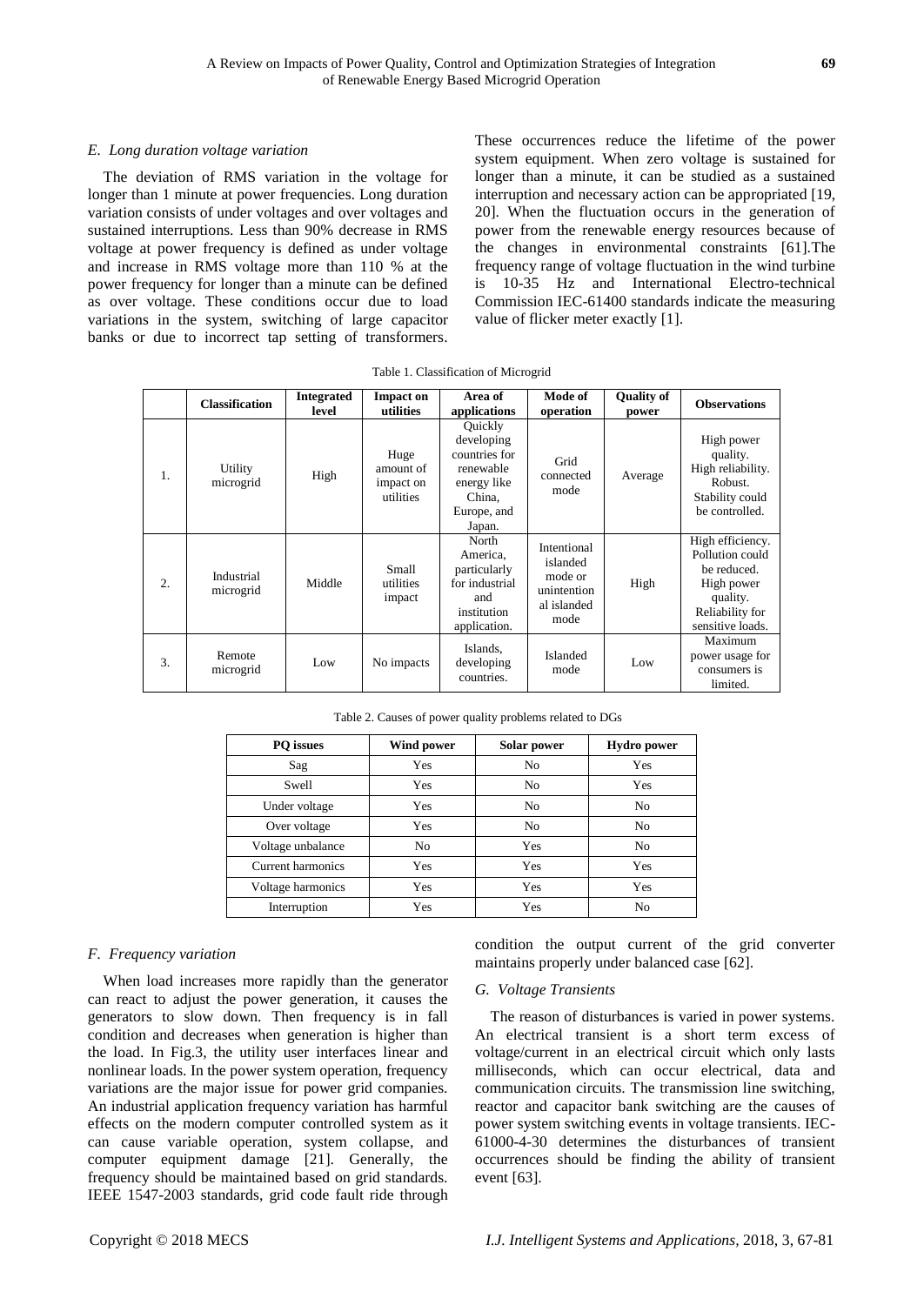### *E. Long duration voltage variation*

The deviation of RMS variation in the voltage for longer than 1 minute at power frequencies. Long duration variation consists of under voltages and over voltages and sustained interruptions. Less than 90% decrease in RMS voltage at power frequency is defined as under voltage and increase in RMS voltage more than 110 % at the power frequency for longer than a minute can be defined as over voltage. These conditions occur due to load variations in the system, switching of large capacitor banks or due to incorrect tap setting of transformers. These occurrences reduce the lifetime of the power system equipment. When zero voltage is sustained for longer than a minute, it can be studied as a sustained interruption and necessary action can be appropriated [19, 20]. When the fluctuation occurs in the generation of power from the renewable energy resources because of the changes in environmental constraints [61].The frequency range of voltage fluctuation in the wind turbine is 10-35 Hz and International Electro-technical Commission IEC-61400 standards indicate the measuring value of flicker meter exactly [1].

Table 1. Classification of Microgrid

| | Classification | Integrated level | Impact on utilities | Area of applications | Mode of operation | Quality of power | Observations |
|---|---|---|---|---|---|---|---|
| 1. | Utility microgrid | High | Huge amount of impact on utilities | Quickly developing countries for renewable energy like China, Europe, and Japan. | Grid connected mode | Average | High power quality. High reliability. Robust. Stability could be controlled. |
| 2. | Industrial microgrid | Middle | Small utilities impact | North America, particularly for industrial and institution application. | Intentional islanded mode or unintention al islanded mode | High | High efficiency. Pollution could be reduced. High power quality. Reliability for sensitive loads. |
| 3. | Remote microgrid | Low | No impacts | Islands, developing countries. | Islanded mode | Low | Maximum power usage for consumers is limited. |

Table 2. Causes of power quality problems related to DGs

| PQ issues | Wind power | Solar power | Hydro power |
|---|---|---|---|
| Sag | Yes | No | Yes |
| Swell | Yes | No | Yes |
| Under voltage | Yes | No | No |
| Over voltage | Yes | No | No |
| Voltage unbalance | No | Yes | No |
| Current harmonics | Yes | Yes | Yes |
| Voltage harmonics | Yes | Yes | Yes |
| Interruption | Yes | Yes | No |

### *F. Frequency variation*

When load increases more rapidly than the generator can react to adjust the power generation, it causes the generators to slow down. Then frequency is in fall condition and decreases when generation is higher than the load. In Fig.3, the utility user interfaces linear and nonlinear loads. In the power system operation, frequency variations are the major issue for power grid companies. An industrial application frequency variation has harmful effects on the modern computer controlled system as it can cause variable operation, system collapse, and computer equipment damage [21]. Generally, the frequency should be maintained based on grid standards. IEEE 1547-2003 standards, grid code fault ride through condition the output current of the grid converter maintains properly under balanced case [62].

### *G. Voltage Transients*

The reason of disturbances is varied in power systems. An electrical transient is a short term excess of voltage/current in an electrical circuit which only lasts milliseconds, which can occur electrical, data and communication circuits. The transmission line switching, reactor and capacitor bank switching are the causes of power system switching events in voltage transients. IEC-61000-4-30 determines the disturbances of transient occurrences should be finding the ability of transient event [63].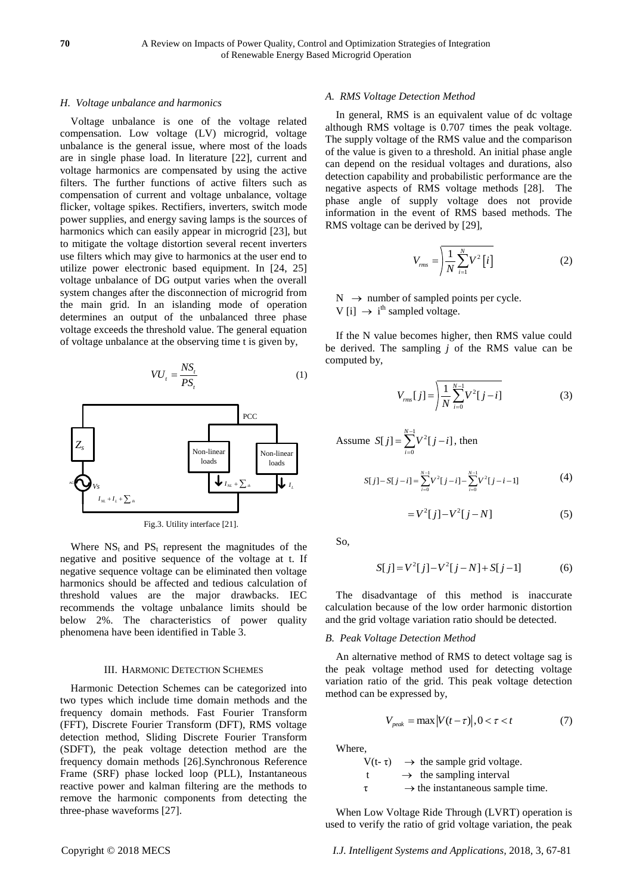### H. Voltage unbalance and harmonics

Voltage unbalance is one of the voltage related compensation. Low voltage (LV) microgrid, voltage unbalance is the general issue, where most of the loads are in single phase load. In literature [22], current and voltage harmonics are compensated by using the active filters. The further functions of active filters such as compensation of current and voltage unbalance, voltage flicker, voltage spikes. Rectifiers, inverters, switch mode power supplies, and energy saving lamps is the sources of harmonics which can easily appear in microgrid [23], but to mitigate the voltage distortion several recent inverters use filters which may give to harmonics at the user end to utilize power electronic based equipment. In [24, 25] voltage unbalance of DG output varies when the overall system changes after the disconnection of microgrid from the main grid. In an islanding mode of operation determines an output of the unbalanced three phase voltage exceeds the threshold value. The general equation of voltage unbalance at the observing time t is given by,

$$VU_t = \frac{NS_t}{PS_t} \tag{1}$$

Fig.3. Utility interface [21].

Where $NS_t$ and $PS_t$ represent the magnitudes of the negative and positive sequence of the voltage at t. If negative sequence voltage can be eliminated then voltage harmonics should be affected and tedious calculation of threshold values are the major drawbacks. IEC recommends the voltage unbalance limits should be below 2%. The characteristics of power quality phenomena have been identified in Table 3.

## III. Harmonic Detection Schemes

Harmonic Detection Schemes can be categorized into two types which include time domain methods and the frequency domain methods. Fast Fourier Transform (FFT), Discrete Fourier Transform (DFT), RMS voltage detection method, Sliding Discrete Fourier Transform (SDFT), the peak voltage detection method are the frequency domain methods [26].Synchronous Reference Frame (SRF) phase locked loop (PLL), Instantaneous reactive power and kalman filtering are the methods to remove the harmonic components from detecting the three-phase waveforms [27].

### A. RMS Voltage Detection Method

In general, RMS is an equivalent value of dc voltage although RMS voltage is 0.707 times the peak voltage. The supply voltage of the RMS value and the comparison of the value is given to a threshold. An initial phase angle can depend on the residual voltages and durations, also detection capability and probabilistic performance are the negative aspects of RMS voltage methods [28]. The phase angle of supply voltage does not provide information in the event of RMS based methods. The RMS voltage can be derived by [29],

$$V_{rms} = \sqrt{\frac{1}{N}\sum_{i=1}^{N} V^2[i]} \tag{2}$$

N $\rightarrow$ number of sampled points per cycle.
V [i] $\rightarrow$ $i^{th}$ sampled voltage.

If the N value becomes higher, then RMS value could be derived. The sampling *j* of the RMS value can be computed by,

$$V_{rms}[j] = \sqrt{\frac{1}{N}\sum_{i=0}^{N-1} V^2[j-i]} \tag{3}$$

Assume $S[j] = \sum_{i=0}^{N-1} V^2[j-i]$, then

$$S[j] - S[j-i] = \sum_{i=0}^{N-1} V^2[j-i] - \sum_{i=0}^{N-1} V^2[j-i-1] \tag{4}$$

$$= V^2[j] - V^2[j-N] \tag{5}$$

So,

$$S[j] = V^2[j] - V^2[j-N] + S[j-1] \tag{6}$$

The disadvantage of this method is inaccurate calculation because of the low order harmonic distortion and the grid voltage variation ratio should be detected.

### B. Peak Voltage Detection Method

An alternative method of RMS to detect voltage sag is the peak voltage method used for detecting voltage variation ratio of the grid. This peak voltage detection method can be expressed by,

$$V_{peak} = \max\left|V(t-\tau)\right|, 0 < \tau < t \tag{7}$$

Where,

$V(t-\tau)$ $\rightarrow$ the sample grid voltage.
t $\rightarrow$ the sampling interval
$\tau$ $\rightarrow$ the instantaneous sample time.

When Low Voltage Ride Through (LVRT) operation is used to verify the ratio of grid voltage variation, the peak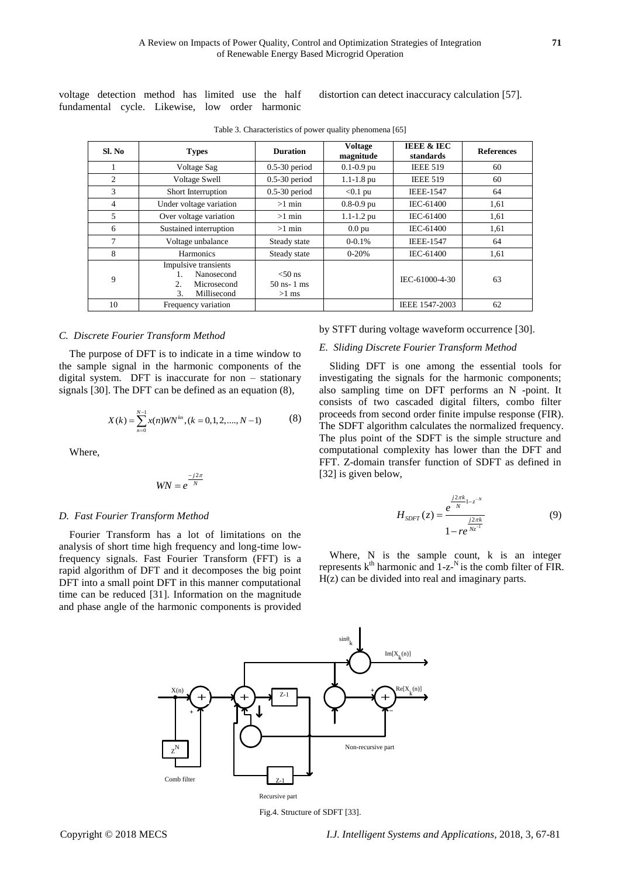voltage detection method has limited use the half fundamental cycle. Likewise, low order harmonic distortion can detect inaccuracy calculation [57].

Table 3. Characteristics of power quality phenomena [65]

| Sl. No | Types | Duration | Voltage magnitude | IEEE & IEC standards | References |
|---|---|---|---|---|---|
| 1 | Voltage Sag | 0.5-30 period | 0.1-0.9 pu | IEEE 519 | 60 |
| 2 | Voltage Swell | 0.5-30 period | 1.1-1.8 pu | IEEE 519 | 60 |
| 3 | Short Interruption | 0.5-30 period | <0.1 pu | IEEE-1547 | 64 |
| 4 | Under voltage variation | >1 min | 0.8-0.9 pu | IEC-61400 | 1,61 |
| 5 | Over voltage variation | >1 min | 1.1-1.2 pu | IEC-61400 | 1,61 |
| 6 | Sustained interruption | >1 min | 0.0 pu | IEC-61400 | 1,61 |
| 7 | Voltage unbalance | Steady state | 0-0.1% | IEEE-1547 | 64 |
| 8 | Harmonics | Steady state | 0-20% | IEC-61400 | 1,61 |
| 9 | Impulsive transients<br>1. Nanosecond<br>2. Microsecond<br>3. Millisecond | <50 ns<br>50 ns- 1 ms<br>>1 ms | | IEC-61000-4-30 | 63 |
| 10 | Frequency variation | | | IEEE 1547-2003 | 62 |

### *C. Discrete Fourier Transform Method*

The purpose of DFT is to indicate in a time window to the sample signal in the harmonic components of the digital system. DFT is inaccurate for non – stationary signals [30]. The DFT can be defined as an equation (8),

$$X(k) = \sum_{n=0}^{N-1} x(n) WN^{kn}, (k = 0,1,2,....,N-1) \quad (8)$$

Where,

$$WN = e^{\frac{-j2\pi}{N}}$$

### *D. Fast Fourier Transform Method*

Fourier Transform has a lot of limitations on the analysis of short time high frequency and long-time low-frequency signals. Fast Fourier Transform (FFT) is a rapid algorithm of DFT and it decomposes the big point DFT into a small point DFT in this manner computational time can be reduced [31]. Information on the magnitude and phase angle of the harmonic components is provided by STFT during voltage waveform occurrence [30].

### *E. Sliding Discrete Fourier Transform Method*

Sliding DFT is one among the essential tools for investigating the signals for the harmonic components; also sampling time on DFT performs an N -point. It consists of two cascaded digital filters, combo filter proceeds from second order finite impulse response (FIR). The SDFT algorithm calculates the normalized frequency. The plus point of the SDFT is the simple structure and computational complexity has lower than the DFT and FFT. Z-domain transfer function of SDFT as defined in [32] is given below,

$$H_{SDFT}(z) = \frac{e^{\frac{j2\pi k}{N}} 1 - z^{-N}}{1 - re^{\frac{j2\pi k}{N z^{-1}}}} \quad (9)$$

Where, N is the sample count, k is an integer represents $k^{th}$ harmonic and $1\text{-}z^{-N}$ is the comb filter of FIR. H(z) can be divided into real and imaginary parts.

Fig.4. Structure of SDFT [33].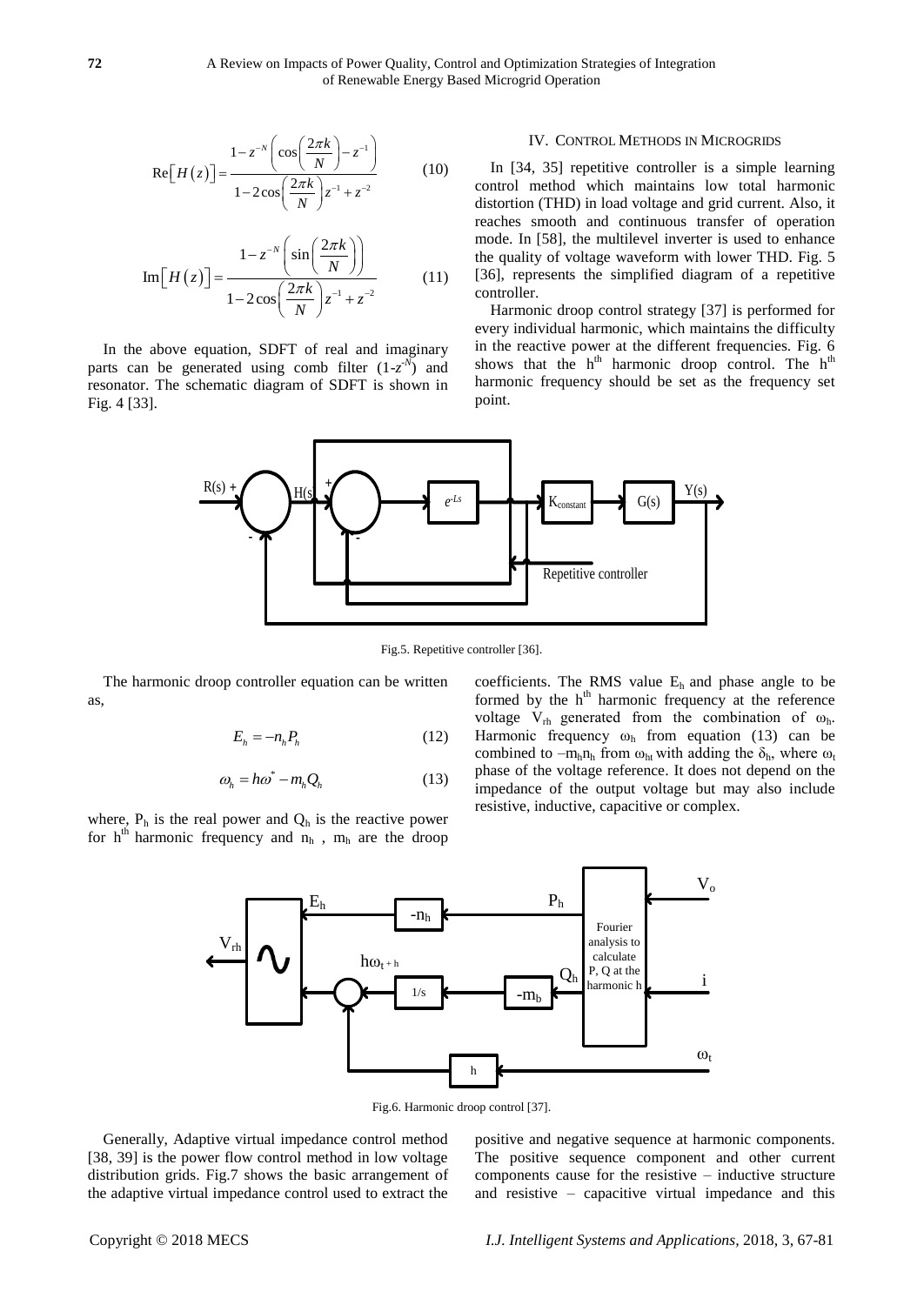$$\mathrm{Re}\left[H(z)\right]=\frac{1-z^{-N}\left(\cos\left(\frac{2\pi k}{N}\right)-z^{-1}\right)}{1-2\cos\left(\frac{2\pi k}{N}\right)z^{-1}+z^{-2}} \tag{10}$$

$$\mathrm{Im}\left[H(z)\right]=\frac{1-z^{-N}\left(\sin\left(\frac{2\pi k}{N}\right)\right)}{1-2\cos\left(\frac{2\pi k}{N}\right)z^{-1}+z^{-2}} \tag{11}$$

In the above equation, SDFT of real and imaginary parts can be generated using comb filter ($1-z^{-N}$) and resonator. The schematic diagram of SDFT is shown in Fig. 4 [33].

## IV. Control Methods in Microgrids

In [34, 35] repetitive controller is a simple learning control method which maintains low total harmonic distortion (THD) in load voltage and grid current. Also, it reaches smooth and continuous transfer of operation mode. In [58], the multilevel inverter is used to enhance the quality of voltage waveform with lower THD. Fig. 5 [36], represents the simplified diagram of a repetitive controller.

Harmonic droop control strategy [37] is performed for every individual harmonic, which maintains the difficulty in the reactive power at the different frequencies. Fig. 6 shows that the $h^{th}$ harmonic droop control. The $h^{th}$ harmonic frequency should be set as the frequency set point.

Fig.5. Repetitive controller [36].

The harmonic droop controller equation can be written as,

$$E_h=-n_hP_h \tag{12}$$

$$\omega_h=h\omega^*-m_hQ_h \tag{13}$$

where, $P_h$ is the real power and $Q_h$ is the reactive power for $h^{th}$ harmonic frequency and $n_h$ , $m_h$ are the droop coefficients. The RMS value $E_h$ and phase angle to be formed by the $h^{th}$ harmonic frequency at the reference voltage $V_{rh}$ generated from the combination of $\omega_h$. Harmonic frequency $\omega_h$ from equation (13) can be combined to $-m_hn_h$ from $\omega_{ht}$ with adding the $\delta_h$, where $\omega_t$ phase of the voltage reference. It does not depend on the impedance of the output voltage but may also include resistive, inductive, capacitive or complex.

Fig.6. Harmonic droop control [37].

Generally, Adaptive virtual impedance control method [38, 39] is the power flow control method in low voltage distribution grids. Fig.7 shows the basic arrangement of the adaptive virtual impedance control used to extract the positive and negative sequence at harmonic components. The positive sequence component and other current components cause for the resistive – inductive structure and resistive – capacitive virtual impedance and this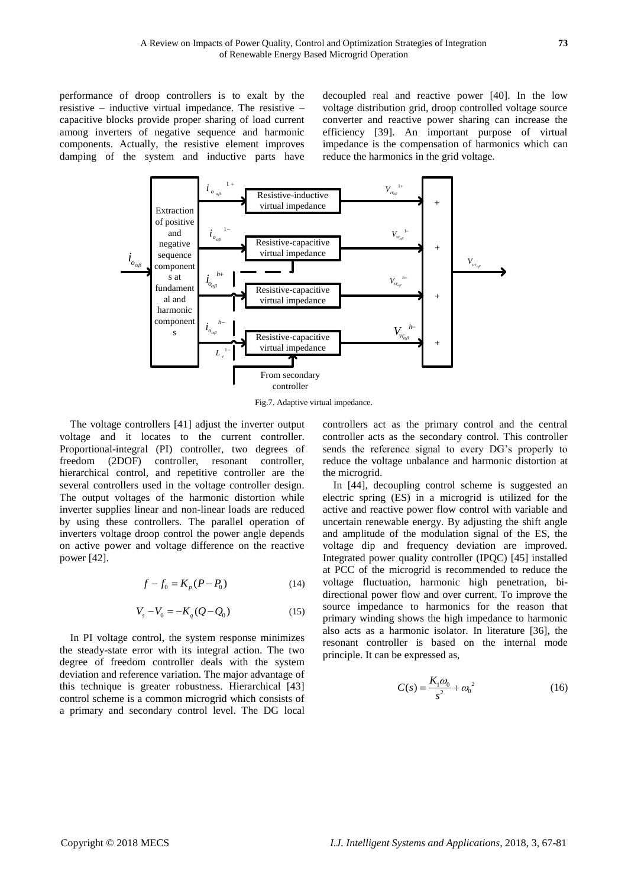performance of droop controllers is to exalt by the resistive – inductive virtual impedance. The resistive – capacitive blocks provide proper sharing of load current among inverters of negative sequence and harmonic components. Actually, the resistive element improves damping of the system and inductive parts have decoupled real and reactive power [40]. In the low voltage distribution grid, droop controlled voltage source converter and reactive power sharing can increase the efficiency [39]. An important purpose of virtual impedance is the compensation of harmonics which can reduce the harmonics in the grid voltage.

Fig.7. Adaptive virtual impedance.

The voltage controllers [41] adjust the inverter output voltage and it locates to the current controller. Proportional-integral (PI) controller, two degrees of freedom (2DOF) controller, resonant controller, hierarchical control, and repetitive controller are the several controllers used in the voltage controller design. The output voltages of the harmonic distortion while inverter supplies linear and non-linear loads are reduced by using these controllers. The parallel operation of inverters voltage droop control the power angle depends on active power and voltage difference on the reactive power [42].

$$f - f_0 = K_p(P - P_0) \tag{14}$$

$$V_s - V_0 = -K_q(Q - Q_0) \tag{15}$$

In PI voltage control, the system response minimizes the steady-state error with its integral action. The two degree of freedom controller deals with the system deviation and reference variation. The major advantage of this technique is greater robustness. Hierarchical [43] control scheme is a common microgrid which consists of a primary and secondary control level. The DG local controllers act as the primary control and the central controller acts as the secondary control. This controller sends the reference signal to every DG's properly to reduce the voltage unbalance and harmonic distortion at the microgrid.

In [44], decoupling control scheme is suggested an electric spring (ES) in a microgrid is utilized for the active and reactive power flow control with variable and uncertain renewable energy. By adjusting the shift angle and amplitude of the modulation signal of the ES, the voltage dip and frequency deviation are improved. Integrated power quality controller (IPQC) [45] installed at PCC of the microgrid is recommended to reduce the voltage fluctuation, harmonic high penetration, bi-directional power flow and over current. To improve the source impedance to harmonics for the reason that primary winding shows the high impedance to harmonic also acts as a harmonic isolator. In literature [36], the resonant controller is based on the internal mode principle. It can be expressed as,

$$C(s) = \frac{K_1\omega_0}{s^2} + \omega_0^{\,2} \tag{16}$$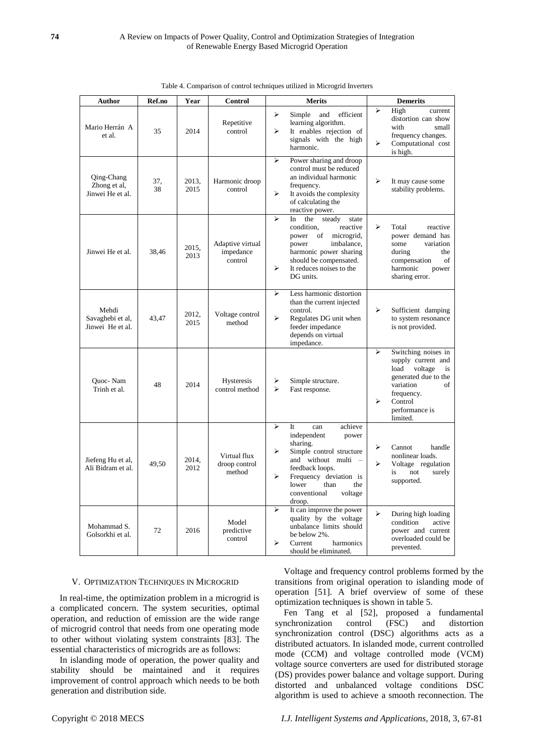Table 4. Comparison of control techniques utilized in Microgrid Inverters

| Author | Ref.no | Year | Control | Merits | Demerits |
|---|---|---|---|---|---|
| Mario Herrán A et al. | 35 | 2014 | Repetitive control | ➢ Simple and efficient learning algorithm. ➢ It enables rejection of signals with the high harmonic. | ➢ High current distortion can show with small frequency changes. ➢ Computational cost is high. |
| Qing-Chang Zhong et al, Jinwei He et al. | 37, 38 | 2013, 2015 | Harmonic droop control | ➢ Power sharing and droop control must be reduced an individual harmonic frequency. ➢ It avoids the complexity of calculating the reactive power. | ➢ It may cause some stability problems. |
| Jinwei He et al. | 38,46 | 2015, 2013 | Adaptive virtual impedance control | ➢ In the steady state condition, reactive power of microgrid, power imbalance, harmonic power sharing should be compensated. ➢ It reduces noises to the DG units. | ➢ Total reactive power demand has some variation during the compensation of harmonic power sharing error. |
| Mehdi Savaghebi et al, Jinwei He et al. | 43,47 | 2012, 2015 | Voltage control method | ➢ Less harmonic distortion than the current injected control. ➢ Regulates DG unit when feeder impedance depends on virtual impedance. | ➢ Sufficient damping to system resonance is not provided. |
| Quoc- Nam Trinh et al. | 48 | 2014 | Hysteresis control method | ➢ Simple structure. ➢ Fast response. | ➢ Switching noises in supply current and load voltage is generated due to the variation of frequency. ➢ Control performance is limited. |
| Jiefeng Hu et al, Ali Bidram et al. | 49,50 | 2014, 2012 | Virtual flux droop control method | ➢ It can achieve independent power sharing. ➢ Simple control structure and without multi – feedback loops. ➢ Frequency deviation is lower than the conventional voltage droop. | ➢ Cannot handle nonlinear loads. ➢ Voltage regulation is not surely supported. |
| Mohammad S. Golsorkhi et al. | 72 | 2016 | Model predictive control | ➢ It can improve the power quality by the voltage unbalance limits should be below 2%. ➢ Current harmonics should be eliminated. | ➢ During high loading condition active power and current overloaded could be prevented. |

## V. Optimization Techniques in Microgrid

In real-time, the optimization problem in a microgrid is a complicated concern. The system securities, optimal operation, and reduction of emission are the wide range of microgrid control that needs from one operating mode to other without violating system constraints [83]. The essential characteristics of microgrids are as follows:

In islanding mode of operation, the power quality and stability should be maintained and it requires improvement of control approach which needs to be both generation and distribution side.

Voltage and frequency control problems formed by the transitions from original operation to islanding mode of operation [51]. A brief overview of some of these optimization techniques is shown in table 5.

Fen Tang et al [52], proposed a fundamental synchronization control (FSC) and distortion synchronization control (DSC) algorithms acts as a distributed actuators. In islanded mode, current controlled mode (CCM) and voltage controlled mode (VCM) voltage source converters are used for distributed storage (DS) provides power balance and voltage support. During distorted and unbalanced voltage conditions DSC algorithm is used to achieve a smooth reconnection. The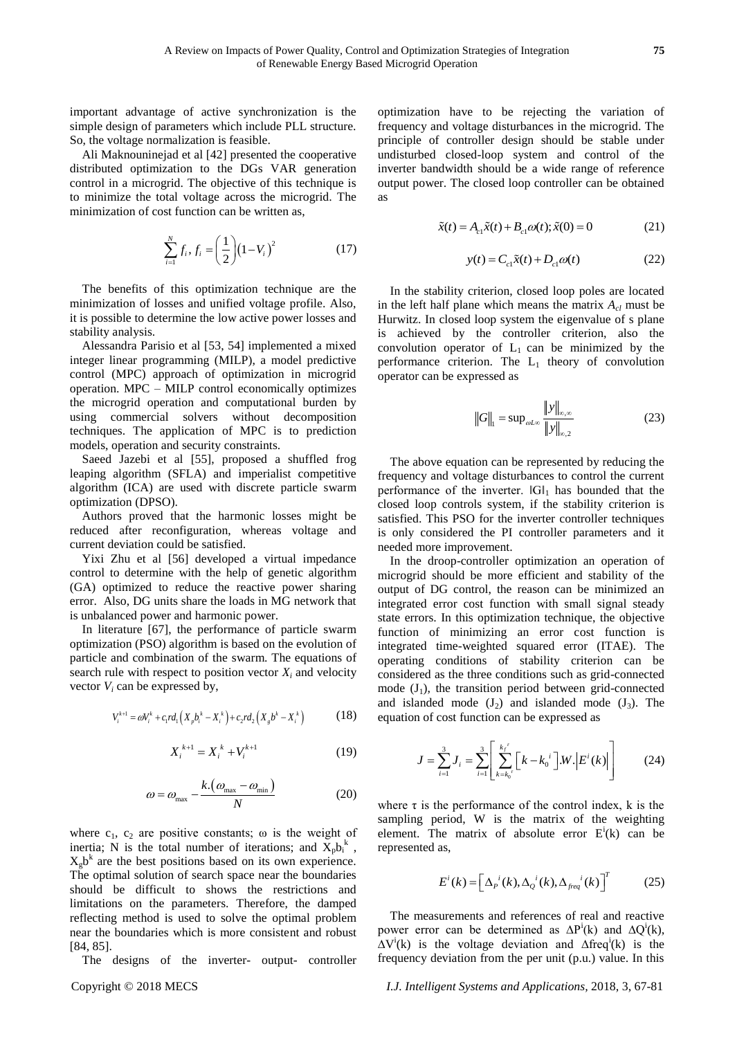important advantage of active synchronization is the simple design of parameters which include PLL structure. So, the voltage normalization is feasible.

Ali Maknouninejad et al [42] presented the cooperative distributed optimization to the DGs VAR generation control in a microgrid. The objective of this technique is to minimize the total voltage across the microgrid. The minimization of cost function can be written as,

$$\sum_{i=1}^{N} f_i,\ f_i = \left(\frac{1}{2}\right)\left(1-V_i\right)^2 \tag{17}$$

The benefits of this optimization technique are the minimization of losses and unified voltage profile. Also, it is possible to determine the low active power losses and stability analysis.

Alessandra Parisio et al [53, 54] implemented a mixed integer linear programming (MILP), a model predictive control (MPC) approach of optimization in microgrid operation. MPC – MILP control economically optimizes the microgrid operation and computational burden by using commercial solvers without decomposition techniques. The application of MPC is to prediction models, operation and security constraints.

Saeed Jazebi et al [55], proposed a shuffled frog leaping algorithm (SFLA) and imperialist competitive algorithm (ICA) are used with discrete particle swarm optimization (DPSO).

Authors proved that the harmonic losses might be reduced after reconfiguration, whereas voltage and current deviation could be satisfied.

Yixi Zhu et al [56] developed a virtual impedance control to determine with the help of genetic algorithm (GA) optimized to reduce the reactive power sharing error. Also, DG units share the loads in MG network that is unbalanced power and harmonic power.

In literature [67], the performance of particle swarm optimization (PSO) algorithm is based on the evolution of particle and combination of the swarm. The equations of search rule with respect to position vector $X_i$ and velocity vector $V_i$ can be expressed by,

$$V_i^{k+1} = \omega V_i^k + c_1 r d_1\left(X_p b_i^k - X_i^k\right) + c_2 r d_2\left(X_g b^k - X_i^k\right) \tag{18}$$

$$X_i^{k+1} = X_i^k + V_i^{k+1} \tag{19}$$

$$\omega = \omega_{\max} - \frac{k.\left(\omega_{\max} - \omega_{\min}\right)}{N} \tag{20}$$

where $c_1$, $c_2$ are positive constants; ω is the weight of inertia; N is the total number of iterations; and $X_p b_i^k$, $X_g b^k$ are the best positions based on its own experience. The optimal solution of search space near the boundaries should be difficult to shows the restrictions and limitations on the parameters. Therefore, the damped reflecting method is used to solve the optimal problem near the boundaries which is more consistent and robust [84, 85].

The designs of the inverter- output- controller optimization have to be rejecting the variation of frequency and voltage disturbances in the microgrid. The principle of controller design should be stable under undisturbed closed-loop system and control of the inverter bandwidth should be a wide range of reference output power. The closed loop controller can be obtained as

$$\tilde{x}(t) = A_{c1}\tilde{x}(t) + B_{c1}\omega(t); \tilde{x}(0) = 0 \tag{21}$$

$$y(t) = C_{c1}\tilde{x}(t) + D_{c1}\omega(t) \tag{22}$$

In the stability criterion, closed loop poles are located in the left half plane which means the matrix $A_{cl}$ must be Hurwitz. In closed loop system the eigenvalue of s plane is achieved by the controller criterion, also the convolution operator of $L_1$ can be minimized by the performance criterion. The $L_1$ theory of convolution operator can be expressed as

$$\|G\|_1 = \sup_{\omega L\infty} \frac{\|y\|_{\infty,\infty}}{\|y\|_{\infty,2}} \tag{23}$$

The above equation can be represented by reducing the frequency and voltage disturbances to control the current performance of the inverter. $\|G\|_1$ has bounded that the closed loop controls system, if the stability criterion is satisfied. This PSO for the inverter controller techniques is only considered the PI controller parameters and it needed more improvement.

In the droop-controller optimization an operation of microgrid should be more efficient and stability of the output of DG control, the reason can be minimized an integrated error cost function with small signal steady state errors. In this optimization technique, the objective function of minimizing an error cost function is integrated time-weighted squared error (ITAE). The operating conditions of stability criterion can be considered as the three conditions such as grid-connected mode ($J_1$), the transition period between grid-connected and islanded mode ($J_2$) and islanded mode ($J_3$). The equation of cost function can be expressed as

$$J = \sum_{i=1}^{3} J_i = \sum_{i=1}^{3}\left[\sum_{k=k_0^{\tau}}^{k_f^{\tau}}\left[k - k_0^{\,i}\right].W.\left|E^i(k)\right|\right] \tag{24}$$

where τ is the performance of the control index, k is the sampling period, W is the matrix of the weighting element. The matrix of absolute error $E^i(k)$ can be represented as,

$$E^i(k) = \left[\Delta_P^{\,i}(k), \Delta_Q^{\,i}(k), \Delta_{freq}^{\,i}(k)\right]^T \tag{25}$$

The measurements and references of real and reactive power error can be determined as $\Delta P^i(k)$ and $\Delta Q^i(k)$, $\Delta V^i(k)$ is the voltage deviation and $\Delta freq^i(k)$ is the frequency deviation from the per unit (p.u.) value. In this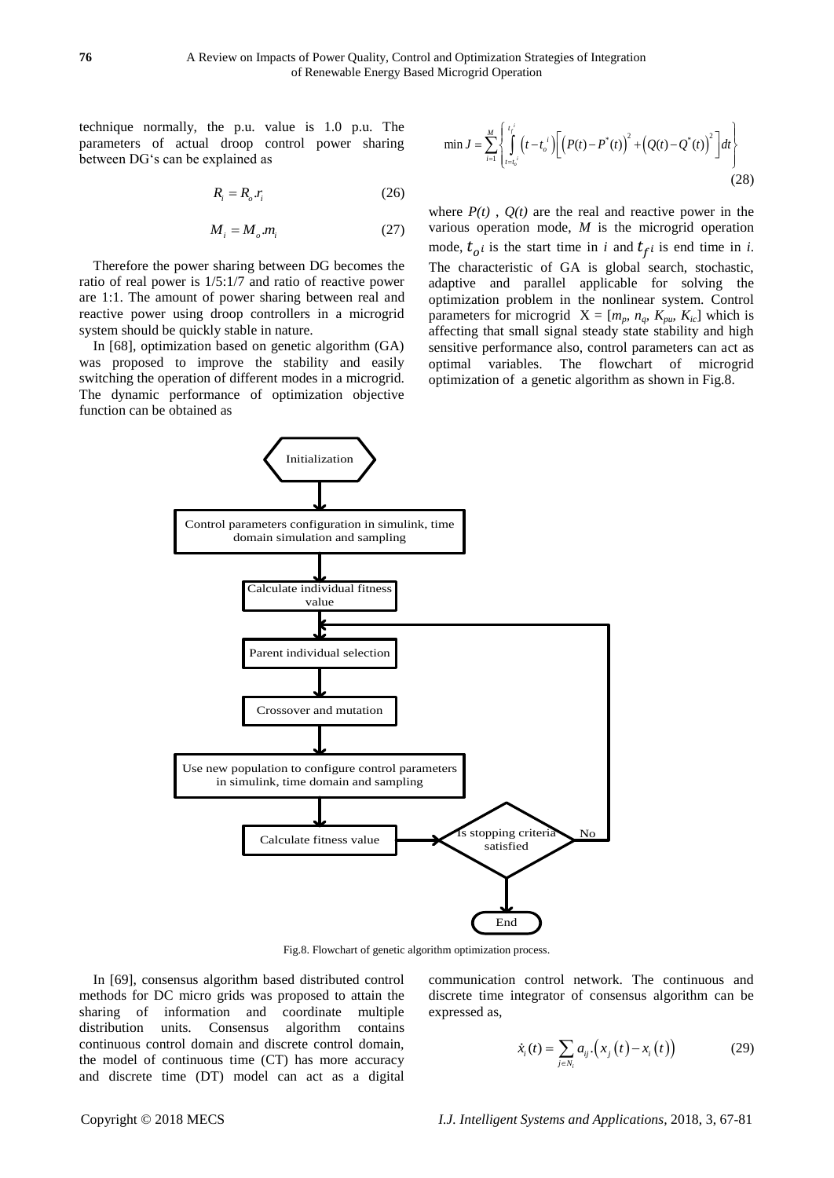technique normally, the p.u. value is 1.0 p.u. The parameters of actual droop control power sharing between DG's can be explained as

$$R_i = R_o.r_i \tag{26}$$

$$M_i = M_o.m_i \tag{27}$$

Therefore the power sharing between DG becomes the ratio of real power is 1/5:1/7 and ratio of reactive power are 1:1. The amount of power sharing between real and reactive power using droop controllers in a microgrid system should be quickly stable in nature.

In [68], optimization based on genetic algorithm (GA) was proposed to improve the stability and easily switching the operation of different modes in a microgrid. The dynamic performance of optimization objective function can be obtained as

$$\min J = \sum_{i=1}^{M} \left\{ \int_{t=t_o^i}^{t_f^i} \left(t - t_o^{\,i}\right) \left[ \left(P(t) - P^*(t)\right)^2 + \left(Q(t) - Q^*(t)\right)^2 \right] dt \right\} \tag{28}$$

where $P(t)$ , $Q(t)$ are the real and reactive power in the various operation mode, $M$ is the microgrid operation mode, $t_{oi}$ is the start time in $i$ and $t_{fi}$ is end time in $i$. The characteristic of GA is global search, stochastic, adaptive and parallel applicable for solving the optimization problem in the nonlinear system. Control parameters for microgrid $X = [m_p, n_q, K_{pu}, K_{ic}]$ which is affecting that small signal steady state stability and high sensitive performance also, control parameters can act as optimal variables. The flowchart of microgrid optimization of a genetic algorithm as shown in Fig.8.

```
Initialization
      ↓
Control parameters configuration in simulink, time domain simulation and sampling
      ↓
Calculate individual fitness value
      ↓
Parent individual selection  ←──────────────┐
      ↓                                      │
Crossover and mutation                       │
      ↓                                      │
Use new population to configure control parameters in simulink, time domain and sampling
      ↓                                      │
Calculate fitness value → Is stopping criteria satisfied ──No──┘
                                 ↓
                                End
```

Fig.8. Flowchart of genetic algorithm optimization process.

In [69], consensus algorithm based distributed control methods for DC micro grids was proposed to attain the sharing of information and coordinate multiple distribution units. Consensus algorithm contains continuous control domain and discrete control domain, the model of continuous time (CT) has more accuracy and discrete time (DT) model can act as a digital communication control network. The continuous and discrete time integrator of consensus algorithm can be expressed as,

$$\dot{x}_i(t) = \sum_{j \in N_i} a_{ij} . \left( x_j(t) - x_i(t) \right) \tag{29}$$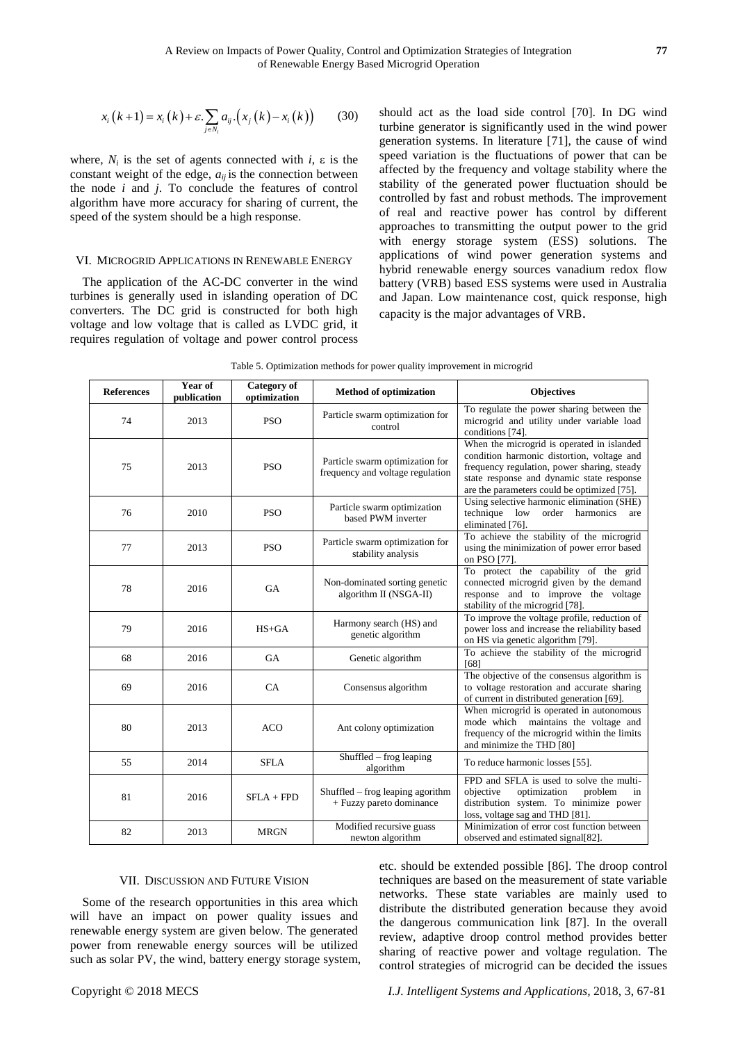$$x_i(k+1) = x_i(k) + \varepsilon . \sum_{j \in N_i} a_{ij} . \left( x_j(k) - x_i(k) \right) \qquad (30)$$

where, $N_i$ is the set of agents connected with $i$, ε is the constant weight of the edge, $a_{ij}$ is the connection between the node $i$ and $j$. To conclude the features of control algorithm have more accuracy for sharing of current, the speed of the system should be a high response.

## VI. MICROGRID APPLICATIONS IN RENEWABLE ENERGY

The application of the AC-DC converter in the wind turbines is generally used in islanding operation of DC converters. The DC grid is constructed for both high voltage and low voltage that is called as LVDC grid, it requires regulation of voltage and power control process should act as the load side control [70]. In DG wind turbine generator is significantly used in the wind power generation systems. In literature [71], the cause of wind speed variation is the fluctuations of power that can be affected by the frequency and voltage stability where the stability of the generated power fluctuation should be controlled by fast and robust methods. The improvement of real and reactive power has control by different approaches to transmitting the output power to the grid with energy storage system (ESS) solutions. The applications of wind power generation systems and hybrid renewable energy sources vanadium redox flow battery (VRB) based ESS systems were used in Australia and Japan. Low maintenance cost, quick response, high capacity is the major advantages of VRB.

Table 5. Optimization methods for power quality improvement in microgrid

| References | Year of publication | Category of optimization | Method of optimization | Objectives |
|---|---|---|---|---|
| 74 | 2013 | PSO | Particle swarm optimization for control | To regulate the power sharing between the microgrid and utility under variable load conditions [74]. |
| 75 | 2013 | PSO | Particle swarm optimization for frequency and voltage regulation | When the microgrid is operated in islanded condition harmonic distortion, voltage and frequency regulation, power sharing, steady state response and dynamic state response are the parameters could be optimized [75]. |
| 76 | 2010 | PSO | Particle swarm optimization based PWM inverter | Using selective harmonic elimination (SHE) technique low order harmonics are eliminated [76]. |
| 77 | 2013 | PSO | Particle swarm optimization for stability analysis | To achieve the stability of the microgrid using the minimization of power error based on PSO [77]. |
| 78 | 2016 | GA | Non-dominated sorting genetic algorithm II (NSGA-II) | To protect the capability of the grid connected microgrid given by the demand response and to improve the voltage stability of the microgrid [78]. |
| 79 | 2016 | HS+GA | Harmony search (HS) and genetic algorithm | To improve the voltage profile, reduction of power loss and increase the reliability based on HS via genetic algorithm [79]. |
| 68 | 2016 | GA | Genetic algorithm | To achieve the stability of the microgrid [68] |
| 69 | 2016 | CA | Consensus algorithm | The objective of the consensus algorithm is to voltage restoration and accurate sharing of current in distributed generation [69]. |
| 80 | 2013 | ACO | Ant colony optimization | When microgrid is operated in autonomous mode which maintains the voltage and frequency of the microgrid within the limits and minimize the THD [80] |
| 55 | 2014 | SFLA | Shuffled – frog leaping algorithm | To reduce harmonic losses [55]. |
| 81 | 2016 | SFLA + FPD | Shuffled – frog leaping algorithm + Fuzzy pareto dominance | FPD and SFLA is used to solve the multi-objective optimization problem in distribution system. To minimize power loss, voltage sag and THD [81]. |
| 82 | 2013 | MRGN | Modified recursive guass newton algorithm | Minimization of error cost function between observed and estimated signal[82]. |

## VII. DISCUSSION AND FUTURE VISION

Some of the research opportunities in this area which will have an impact on power quality issues and renewable energy system are given below. The generated power from renewable energy sources will be utilized such as solar PV, the wind, battery energy storage system, etc. should be extended possible [86]. The droop control techniques are based on the measurement of state variable networks. These state variables are mainly used to distribute the distributed generation because they avoid the dangerous communication link [87]. In the overall review, adaptive droop control method provides better sharing of reactive power and voltage regulation. The control strategies of microgrid can be decided the issues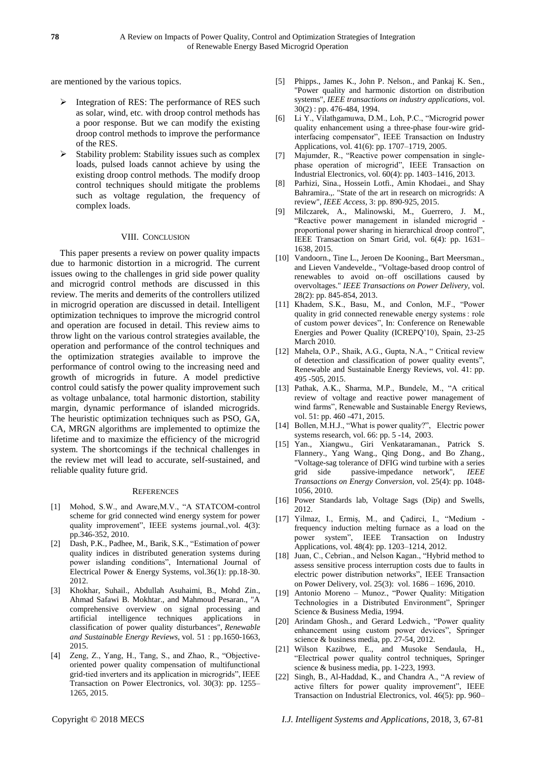are mentioned by the various topics.

- Integration of RES: The performance of RES such as solar, wind, etc. with droop control methods has a poor response. But we can modify the existing droop control methods to improve the performance of the RES.
- Stability problem: Stability issues such as complex loads, pulsed loads cannot achieve by using the existing droop control methods. The modify droop control techniques should mitigate the problems such as voltage regulation, the frequency of complex loads.

## VIII. Conclusion

This paper presents a review on power quality impacts due to harmonic distortion in a microgrid. The current issues owing to the challenges in grid side power quality and microgrid control methods are discussed in this review. The merits and demerits of the controllers utilized in microgrid operation are discussed in detail. Intelligent optimization techniques to improve the microgrid control and operation are focused in detail. This review aims to throw light on the various control strategies available, the operation and performance of the control techniques and the optimization strategies available to improve the performance of control owing to the increasing need and growth of microgrids in future. A model predictive control could satisfy the power quality improvement such as voltage unbalance, total harmonic distortion, stability margin, dynamic performance of islanded microgrids. The heuristic optimization techniques such as PSO, GA, CA, MRGN algorithms are implemented to optimize the lifetime and to maximize the efficiency of the microgrid system. The shortcomings if the technical challenges in the review met will lead to accurate, self-sustained, and reliable quality future grid.

## References

[1] Mohod, S.W., and Aware,M.V., "A STATCOM-control scheme for grid connected wind energy system for power quality improvement", IEEE systems journal.,vol. 4(3): pp.346-352, 2010.

[2] Dash, P.K., Padhee, M., Barik, S.K., "Estimation of power quality indices in distributed generation systems during power islanding conditions", International Journal of Electrical Power & Energy Systems, vol.36(1): pp.18-30. 2012.

[3] Khokhar, Suhail., Abdullah Asuhaimi, B., Mohd Zin., Ahmad Safawi B. Mokhtar., and Mahmoud Pesaran., "A comprehensive overview on signal processing and artificial intelligence techniques applications in classification of power quality disturbances", *Renewable and Sustainable Energy Reviews*, vol. 51 : pp.1650-1663, 2015.

[4] Zeng, Z., Yang, H., Tang, S., and Zhao, R., "Objective-oriented power quality compensation of multifunctional grid-tied inverters and its application in microgrids", IEEE Transaction on Power Electronics, vol. 30(3): pp. 1255–1265, 2015.

[5] Phipps., James K., John P. Nelson., and Pankaj K. Sen., "Power quality and harmonic distortion on distribution systems", *IEEE transactions on industry applications*, vol. 30(2) : pp. 476-484, 1994.

[6] Li Y., Vilathgamuwa, D.M., Loh, P.C., "Microgrid power quality enhancement using a three-phase four-wire grid-interfacing compensator", IEEE Transaction on Industry Applications, vol. 41(6): pp. 1707–1719, 2005.

[7] Majumder, R., "Reactive power compensation in single-phase operation of microgrid", IEEE Transaction on Industrial Electronics, vol. 60(4): pp. 1403–1416, 2013.

[8] Parhizi, Sina., Hossein Lotfi., Amin Khodaei., and Shay Bahramira.,. "State of the art in research on microgrids: A review", *IEEE Access*, 3: pp. 890-925, 2015.

[9] Milczarek, A., Malinowski, M., Guerrero, J. M., "Reactive power management in islanded microgrid - proportional power sharing in hierarchical droop control", IEEE Transaction on Smart Grid, vol. 6(4): pp. 1631–1638, 2015.

[10] Vandoorn., Tine L., Jeroen De Kooning., Bart Meersman., and Lieven Vandevelde., "Voltage-based droop control of renewables to avoid on–off oscillations caused by overvoltages." *IEEE Transactions on Power Delivery*, vol. 28(2): pp. 845-854, 2013.

[11] Khadem, S.K., Basu, M., and Conlon, M.F., "Power quality in grid connected renewable energy systems : role of custom power devices", In: Conference on Renewable Energies and Power Quality (ICREPQ'10), Spain, 23-25 March 2010.

[12] Mahela, O.P., Shaik, A.G., Gupta, N.A., " Critical review of detection and classification of power quality events", Renewable and Sustainable Energy Reviews, vol. 41: pp. 495 -505, 2015.

[13] Pathak, A.K., Sharma, M.P., Bundele, M., "A critical review of voltage and reactive power management of wind farms", Renewable and Sustainable Energy Reviews, vol. 51: pp. 460 -471, 2015.

[14] Bollen, M.H.J., "What is power quality?", Electric power systems research, vol. 66: pp. 5 -14, 2003.

[15] Yan., Xiangwu., Giri Venkataramanan., Patrick S. Flannery., Yang Wang., Qing Dong., and Bo Zhang., "Voltage-sag tolerance of DFIG wind turbine with a series grid side passive-impedance network", *IEEE Transactions on Energy Conversion*, vol. 25(4): pp. 1048-1056, 2010.

[16] Power Standards lab, Voltage Sags (Dip) and Swells, 2012.

[17] Yilmaz, I., Ermiş, M., and Çadirci, I., "Medium - frequency induction melting furnace as a load on the power system", IEEE Transaction on Industry Applications, vol. 48(4): pp. 1203–1214, 2012.

[18] Juan, C., Cebrian., and Nelson Kagan., "Hybrid method to assess sensitive process interruption costs due to faults in electric power distribution networks", IEEE Transaction on Power Delivery, vol. 25(3): vol. 1686 – 1696, 2010.

[19] Antonio Moreno – Munoz., "Power Quality: Mitigation Technologies in a Distributed Environment", Springer Science & Business Media, 1994.

[20] Arindam Ghosh., and Gerard Ledwich., "Power quality enhancement using custom power devices", Springer science & business media, pp. 27-54, 2012.

[21] Wilson Kazibwe, E., and Musoke Sendaula, H., "Electrical power quality control techniques, Springer science & business media, pp. 1-223, 1993.

[22] Singh, B., Al-Haddad, K., and Chandra A., "A review of active filters for power quality improvement", IEEE Transaction on Industrial Electronics, vol. 46(5): pp. 960–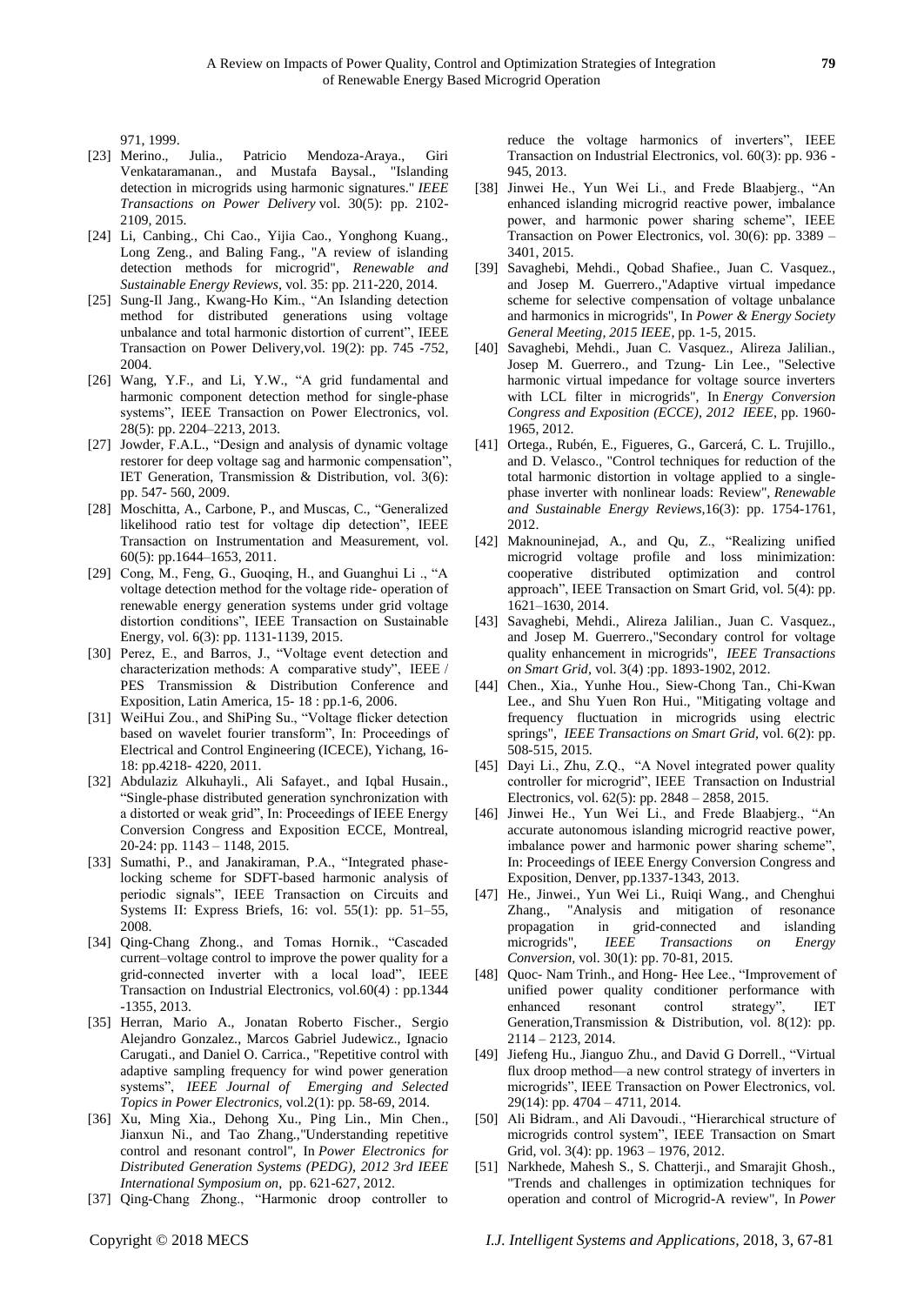971, 1999.

[23] Merino., Julia., Patricio Mendoza-Araya., Giri Venkataramanan., and Mustafa Baysal., "Islanding detection in microgrids using harmonic signatures." *IEEE Transactions on Power Delivery* vol. 30(5): pp. 2102-2109, 2015.

[24] Li, Canbing., Chi Cao., Yijia Cao., Yonghong Kuang., Long Zeng., and Baling Fang., "A review of islanding detection methods for microgrid", *Renewable and Sustainable Energy Reviews*, vol. 35: pp. 211-220, 2014.

[25] Sung-Il Jang., Kwang-Ho Kim., "An Islanding detection method for distributed generations using voltage unbalance and total harmonic distortion of current", IEEE Transaction on Power Delivery,vol. 19(2): pp. 745 -752, 2004.

[26] Wang, Y.F., and Li, Y.W., "A grid fundamental and harmonic component detection method for single-phase systems", IEEE Transaction on Power Electronics, vol. 28(5): pp. 2204–2213, 2013.

[27] Jowder, F.A.L., "Design and analysis of dynamic voltage restorer for deep voltage sag and harmonic compensation", IET Generation, Transmission & Distribution, vol. 3(6): pp. 547- 560, 2009.

[28] Moschitta, A., Carbone, P., and Muscas, C., "Generalized likelihood ratio test for voltage dip detection", IEEE Transaction on Instrumentation and Measurement, vol. 60(5): pp.1644–1653, 2011.

[29] Cong, M., Feng, G., Guoqing, H., and Guanghui Li ., "A voltage detection method for the voltage ride- operation of renewable energy generation systems under grid voltage distortion conditions", IEEE Transaction on Sustainable Energy, vol. 6(3): pp. 1131-1139, 2015.

[30] Perez, E., and Barros, J., "Voltage event detection and characterization methods: A comparative study", IEEE / PES Transmission & Distribution Conference and Exposition, Latin America, 15- 18 : pp.1-6, 2006.

[31] WeiHui Zou., and ShiPing Su., "Voltage flicker detection based on wavelet fourier transform", In: Proceedings of Electrical and Control Engineering (ICECE), Yichang, 16-18: pp.4218- 4220, 2011.

[32] Abdulaziz Alkuhayli., Ali Safayet., and Iqbal Husain., "Single-phase distributed generation synchronization with a distorted or weak grid", In: Proceedings of IEEE Energy Conversion Congress and Exposition ECCE, Montreal, 20-24: pp. 1143 – 1148, 2015.

[33] Sumathi, P., and Janakiraman, P.A., "Integrated phase-locking scheme for SDFT-based harmonic analysis of periodic signals", IEEE Transaction on Circuits and Systems II: Express Briefs, 16: vol. 55(1): pp. 51–55, 2008.

[34] Qing-Chang Zhong., and Tomas Hornik., "Cascaded current–voltage control to improve the power quality for a grid-connected inverter with a local load", IEEE Transaction on Industrial Electronics, vol.60(4) : pp.1344 -1355, 2013.

[35] Herran, Mario A., Jonatan Roberto Fischer., Sergio Alejandro Gonzalez., Marcos Gabriel Judewicz., Ignacio Carugati., and Daniel O. Carrica., "Repetitive control with adaptive sampling frequency for wind power generation systems", *IEEE Journal of Emerging and Selected Topics in Power Electronics*, vol.2(1): pp. 58-69, 2014.

[36] Xu, Ming Xia., Dehong Xu., Ping Lin., Min Chen., Jianxun Ni., and Tao Zhang.,"Understanding repetitive control and resonant control", In *Power Electronics for Distributed Generation Systems (PEDG), 2012 3rd IEEE International Symposium on*, pp. 621-627, 2012.

[37] Qing-Chang Zhong., "Harmonic droop controller to reduce the voltage harmonics of inverters", IEEE Transaction on Industrial Electronics, vol. 60(3): pp. 936 - 945, 2013.

[38] Jinwei He., Yun Wei Li., and Frede Blaabjerg., "An enhanced islanding microgrid reactive power, imbalance power, and harmonic power sharing scheme", IEEE Transaction on Power Electronics, vol. 30(6): pp. 3389 – 3401, 2015.

[39] Savaghebi, Mehdi., Qobad Shafiee., Juan C. Vasquez., and Josep M. Guerrero.,"Adaptive virtual impedance scheme for selective compensation of voltage unbalance and harmonics in microgrids", In *Power & Energy Society General Meeting, 2015 IEEE*, pp. 1-5, 2015.

[40] Savaghebi, Mehdi., Juan C. Vasquez., Alireza Jalilian., Josep M. Guerrero., and Tzung- Lin Lee., "Selective harmonic virtual impedance for voltage source inverters with LCL filter in microgrids", In *Energy Conversion Congress and Exposition (ECCE), 2012 IEEE*, pp. 1960-1965, 2012.

[41] Ortega., Rubén, E., Figueres, G., Garcerá, C. L. Trujillo., and D. Velasco., "Control techniques for reduction of the total harmonic distortion in voltage applied to a single-phase inverter with nonlinear loads: Review", *Renewable and Sustainable Energy Reviews*,16(3): pp. 1754-1761, 2012.

[42] Maknouninejad, A., and Qu, Z., "Realizing unified microgrid voltage profile and loss minimization: cooperative distributed optimization and control approach", IEEE Transaction on Smart Grid, vol. 5(4): pp. 1621–1630, 2014.

[43] Savaghebi, Mehdi., Alireza Jalilian., Juan C. Vasquez., and Josep M. Guerrero.,"Secondary control for voltage quality enhancement in microgrids", *IEEE Transactions on Smart Grid*, vol. 3(4) :pp. 1893-1902, 2012.

[44] Chen., Xia., Yunhe Hou., Siew-Chong Tan., Chi-Kwan Lee., and Shu Yuen Ron Hui., "Mitigating voltage and frequency fluctuation in microgrids using electric springs", *IEEE Transactions on Smart Grid*, vol. 6(2): pp. 508-515, 2015.

[45] Dayi Li., Zhu, Z.Q., "A Novel integrated power quality controller for microgrid", IEEE Transaction on Industrial Electronics, vol. 62(5): pp. 2848 – 2858, 2015.

[46] Jinwei He., Yun Wei Li., and Frede Blaabjerg., "An accurate autonomous islanding microgrid reactive power, imbalance power and harmonic power sharing scheme", In: Proceedings of IEEE Energy Conversion Congress and Exposition, Denver, pp.1337-1343, 2013.

[47] He., Jinwei., Yun Wei Li., Ruiqi Wang., and Chenghui Zhang., "Analysis and mitigation of resonance propagation in grid-connected and islanding microgrids", *IEEE Transactions on Energy Conversion*, vol. 30(1): pp. 70-81, 2015.

[48] Quoc- Nam Trinh., and Hong- Hee Lee., "Improvement of unified power quality conditioner performance with enhanced resonant control strategy", IET Generation,Transmission & Distribution, vol. 8(12): pp. 2114 – 2123, 2014.

[49] Jiefeng Hu., Jianguo Zhu., and David G Dorrell., "Virtual flux droop method—a new control strategy of inverters in microgrids", IEEE Transaction on Power Electronics, vol. 29(14): pp. 4704 – 4711, 2014.

[50] Ali Bidram., and Ali Davoudi., "Hierarchical structure of microgrids control system", IEEE Transaction on Smart Grid, vol. 3(4): pp. 1963 – 1976, 2012.

[51] Narkhede, Mahesh S., S. Chatterji., and Smarajit Ghosh., "Trends and challenges in optimization techniques for operation and control of Microgrid-A review", In *Power*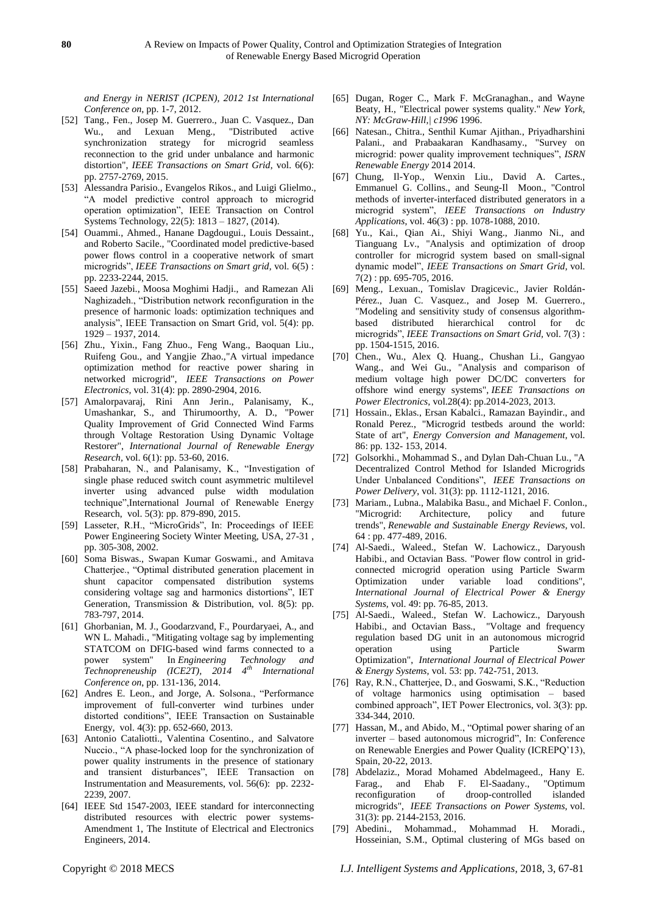*and Energy in NERIST (ICPEN), 2012 1st International Conference on*, pp. 1-7, 2012.

[52] Tang., Fen., Josep M. Guerrero., Juan C. Vasquez., Dan Wu., and Lexuan Meng., "Distributed active synchronization strategy for microgrid seamless reconnection to the grid under unbalance and harmonic distortion", *IEEE Transactions on Smart Grid*, vol. 6(6): pp. 2757-2769, 2015.

[53] Alessandra Parisio., Evangelos Rikos., and Luigi Glielmo., "A model predictive control approach to microgrid operation optimization", IEEE Transaction on Control Systems Technology, 22(5): 1813 – 1827, (2014).

[54] Ouammi., Ahmed., Hanane Dagdougui., Louis Dessaint., and Roberto Sacile., "Coordinated model predictive-based power flows control in a cooperative network of smart microgrids", *IEEE Transactions on Smart grid*, vol. 6(5) : pp. 2233-2244, 2015.

[55] Saeed Jazebi., Moosa Moghimi Hadji., and Ramezan Ali Naghizadeh., "Distribution network reconfiguration in the presence of harmonic loads: optimization techniques and analysis", IEEE Transaction on Smart Grid, vol. 5(4): pp. 1929 – 1937, 2014.

[56] Zhu., Yixin., Fang Zhuo., Feng Wang., Baoquan Liu., Ruifeng Gou., and Yangjie Zhao.,"A virtual impedance optimization method for reactive power sharing in networked microgrid", *IEEE Transactions on Power Electronics*, vol. 31(4): pp. 2890-2904, 2016.

[57] Amalorpavaraj, Rini Ann Jerin., Palanisamy, K., Umashankar, S., and Thirumoorthy, A. D., "Power Quality Improvement of Grid Connected Wind Farms through Voltage Restoration Using Dynamic Voltage Restorer", *International Journal of Renewable Energy Research*, vol. 6(1): pp. 53-60, 2016.

[58] Prabaharan, N., and Palanisamy, K., "Investigation of single phase reduced switch count asymmetric multilevel inverter using advanced pulse width modulation technique",International Journal of Renewable Energy Research, vol. 5(3): pp. 879-890, 2015.

[59] Lasseter, R.H., "MicroGrids", In: Proceedings of IEEE Power Engineering Society Winter Meeting, USA, 27-31 , pp. 305-308, 2002.

[60] Soma Biswas., Swapan Kumar Goswami., and Amitava Chatterjee., "Optimal distributed generation placement in shunt capacitor compensated distribution systems considering voltage sag and harmonics distortions", IET Generation, Transmission & Distribution, vol. 8(5): pp. 783-797, 2014.

[61] Ghorbanian, M. J., Goodarzvand, F., Pourdaryaei, A., and WN L. Mahadi., "Mitigating voltage sag by implementing STATCOM on DFIG-based wind farms connected to a power system" In *Engineering Technology and Technopreneuship (ICE2T), 2014 4th International Conference on*, pp. 131-136, 2014.

[62] Andres E. Leon., and Jorge, A. Solsona., "Performance improvement of full-converter wind turbines under distorted conditions", IEEE Transaction on Sustainable Energy, vol. 4(3): pp. 652-660, 2013.

[63] Antonio Cataliotti., Valentina Cosentino., and Salvatore Nuccio., "A phase-locked loop for the synchronization of power quality instruments in the presence of stationary and transient disturbances", IEEE Transaction on Instrumentation and Measurements, vol. 56(6): pp. 2232-2239, 2007.

[64] IEEE Std 1547-2003, IEEE standard for interconnecting distributed resources with electric power systems-Amendment 1, The Institute of Electrical and Electronics Engineers, 2014.

[65] Dugan, Roger C., Mark F. McGranaghan., and Wayne Beaty, H., "Electrical power systems quality." *New York, NY: McGraw-Hill,| c1996* 1996.

[66] Natesan., Chitra., Senthil Kumar Ajithan., Priyadharshini Palani., and Prabaakaran Kandhasamy., "Survey on microgrid: power quality improvement techniques", *ISRN Renewable Energy* 2014 2014.

[67] Chung, Il-Yop., Wenxin Liu., David A. Cartes., Emmanuel G. Collins., and Seung-Il Moon., "Control methods of inverter-interfaced distributed generators in a microgrid system", *IEEE Transactions on Industry Applications*, vol. 46(3) : pp. 1078-1088, 2010.

[68] Yu., Kai., Qian Ai., Shiyi Wang., Jianmo Ni., and Tianguang Lv., "Analysis and optimization of droop controller for microgrid system based on small-signal dynamic model", *IEEE Transactions on Smart Grid*, vol. 7(2) : pp. 695-705, 2016.

[69] Meng., Lexuan., Tomislav Dragicevic., Javier Roldán-Pérez., Juan C. Vasquez., and Josep M. Guerrero., "Modeling and sensitivity study of consensus algorithm-based distributed hierarchical control for dc microgrids", *IEEE Transactions on Smart Grid*, vol. 7(3) : pp. 1504-1515, 2016.

[70] Chen., Wu., Alex Q. Huang., Chushan Li., Gangyao Wang., and Wei Gu., "Analysis and comparison of medium voltage high power DC/DC converters for offshore wind energy systems", *IEEE Transactions on Power Electronics*, vol.28(4): pp.2014-2023, 2013.

[71] Hossain., Eklas., Ersan Kabalci., Ramazan Bayindir., and Ronald Perez., "Microgrid testbeds around the world: State of art", *Energy Conversion and Management*, vol. 86: pp. 132- 153, 2014.

[72] Golsorkhi., Mohammad S., and Dylan Dah-Chuan Lu., "A Decentralized Control Method for Islanded Microgrids Under Unbalanced Conditions", *IEEE Transactions on Power Delivery*, vol. 31(3): pp. 1112-1121, 2016.

[73] Mariam., Lubna., Malabika Basu., and Michael F. Conlon., "Microgrid: Architecture, policy and future trends", *Renewable and Sustainable Energy Reviews*, vol. 64 : pp. 477-489, 2016.

[74] Al-Saedi., Waleed., Stefan W. Lachowicz., Daryoush Habibi., and Octavian Bass. "Power flow control in grid-connected microgrid operation using Particle Swarm Optimization under variable load conditions", *International Journal of Electrical Power & Energy Systems*, vol. 49: pp. 76-85, 2013.

[75] Al-Saedi., Waleed., Stefan W. Lachowicz., Daryoush Habibi., and Octavian Bass., "Voltage and frequency regulation based DG unit in an autonomous microgrid operation using Particle Swarm Optimization", *International Journal of Electrical Power & Energy Systems*, vol. 53: pp. 742-751, 2013.

[76] Ray, R.N., Chatterjee, D., and Goswami, S.K., "Reduction of voltage harmonics using optimisation – based combined approach", IET Power Electronics, vol. 3(3): pp. 334-344, 2010.

[77] Hassan, M., and Abido, M., "Optimal power sharing of an inverter – based autonomous microgrid", In: Conference on Renewable Energies and Power Quality (ICREPQ'13), Spain, 20-22, 2013.

[78] Abdelaziz., Morad Mohamed Abdelmageed., Hany E. Farag., and Ehab F. El-Saadany., "Optimum reconfiguration of droop-controlled islanded microgrids", *IEEE Transactions on Power Systems*, vol. 31(3): pp. 2144-2153, 2016.

[79] Abedini., Mohammad., Mohammad H. Moradi., Hosseinian, S.M., Optimal clustering of MGs based on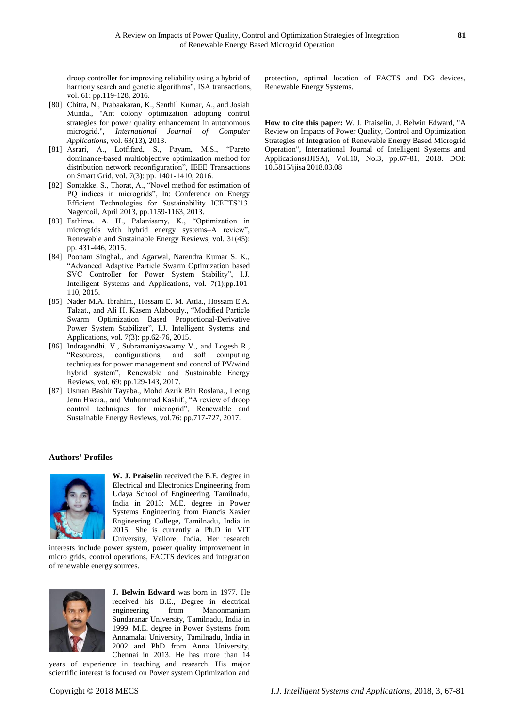droop controller for improving reliability using a hybrid of harmony search and genetic algorithms", ISA transactions, vol. 61: pp.119-128, 2016.

[80] Chitra, N., Prabaakaran, K., Senthil Kumar, A., and Josiah Munda., "Ant colony optimization adopting control strategies for power quality enhancement in autonomous microgrid.", *International Journal of Computer Applications*, vol. 63(13), 2013.

[81] Asrari, A., Lotfifard, S., Payam, M.S., "Pareto dominance-based multiobjective optimization method for distribution network reconfiguration", IEEE Transactions on Smart Grid, vol. 7(3): pp. 1401-1410, 2016.

[82] Sontakke, S., Thorat, A., "Novel method for estimation of PQ indices in microgrids", In: Conference on Energy Efficient Technologies for Sustainability ICEETS'13. Nagercoil, April 2013, pp.1159-1163, 2013.

[83] Fathima. A. H., Palanisamy, K., "Optimization in microgrids with hybrid energy systems–A review", Renewable and Sustainable Energy Reviews, vol. 31(45): pp. 431-446, 2015.

[84] Poonam Singhal., and Agarwal, Narendra Kumar S. K., "Advanced Adaptive Particle Swarm Optimization based SVC Controller for Power System Stability", I.J. Intelligent Systems and Applications, vol. 7(1):pp.101-110, 2015.

[85] Nader M.A. Ibrahim., Hossam E. M. Attia., Hossam E.A. Talaat., and Ali H. Kasem Alaboudy., "Modified Particle Swarm Optimization Based Proportional-Derivative Power System Stabilizer", I.J. Intelligent Systems and Applications, vol. 7(3): pp.62-76, 2015.

[86] Indragandhi. V., Subramaniyaswamy V., and Logesh R., "Resources, configurations, and soft computing techniques for power management and control of PV/wind hybrid system", Renewable and Sustainable Energy Reviews, vol. 69: pp.129-143, 2017.

[87] Usman Bashir Tayaba., Mohd Azrik Bin Roslana., Leong Jenn Hwaia., and Muhammad Kashif., "A review of droop control techniques for microgrid", Renewable and Sustainable Energy Reviews, vol.76: pp.717-727, 2017.

### Authors' Profiles

**W. J. Praiselin** received the B.E. degree in Electrical and Electronics Engineering from Udaya School of Engineering, Tamilnadu, India in 2013; M.E. degree in Power Systems Engineering from Francis Xavier Engineering College, Tamilnadu, India in 2015. She is currently a Ph.D in VIT University, Vellore, India. Her research interests include power system, power quality improvement in micro grids, control operations, FACTS devices and integration of renewable energy sources.

**J. Belwin Edward** was born in 1977. He received his B.E., Degree in electrical engineering from Manonmaniam Sundaranar University, Tamilnadu, India in 1999. M.E. degree in Power Systems from Annamalai University, Tamilnadu, India in 2002 and PhD from Anna University, Chennai in 2013. He has more than 14 years of experience in teaching and research. His major scientific interest is focused on Power system Optimization and protection, optimal location of FACTS and DG devices, Renewable Energy Systems.

**How to cite this paper:** W. J. Praiselin, J. Belwin Edward, "A Review on Impacts of Power Quality, Control and Optimization Strategies of Integration of Renewable Energy Based Microgrid Operation", International Journal of Intelligent Systems and Applications(IJISA), Vol.10, No.3, pp.67-81, 2018. DOI: 10.5815/ijisa.2018.03.08